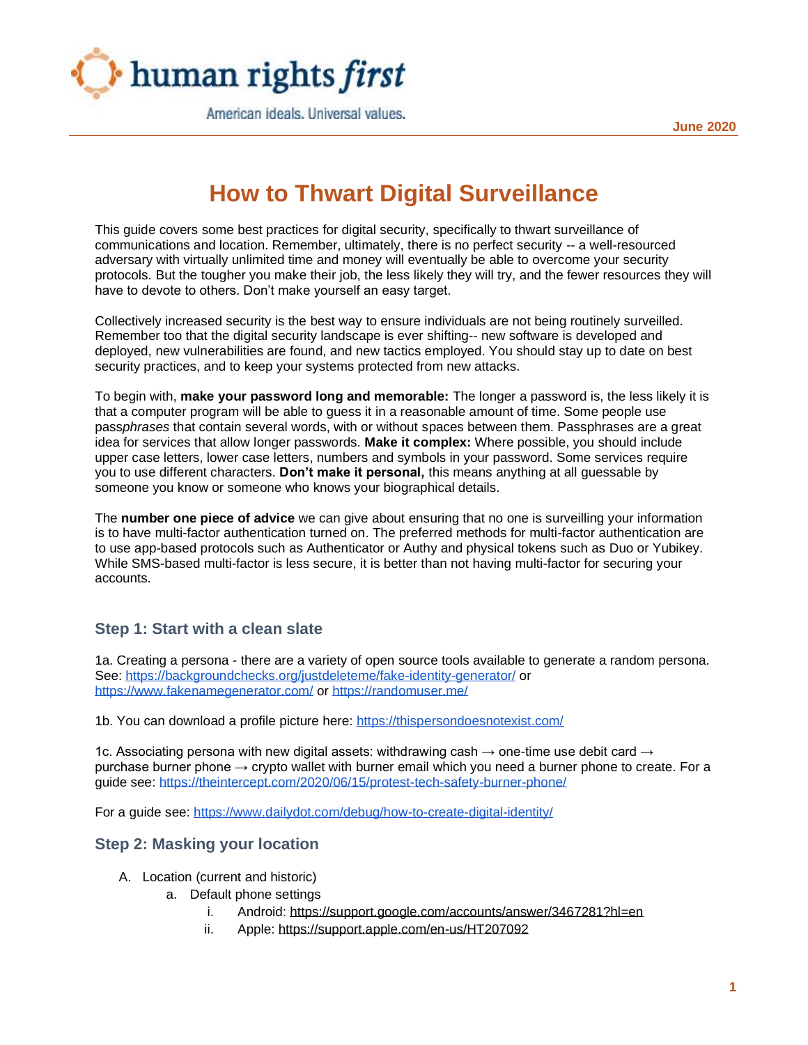human rights *first*

American ideals. Universal values.

June 2020

# How to Thwart Digital Surveillance

This guide covers some best practices for digital security, specifically to thwart surveillance of communications and location. Remember, ultimately, there is no perfect security -- a well-resourced adversary with virtually unlimited time and money will eventually be able to overcome your security protocols. But the tougher you make their job, the less likely they will try, and the fewer resources they will have to devote to others. Don't make yourself an easy target.

Collectively increased security is the best way to ensure individuals are not being routinely surveilled. Remember too that the digital security landscape is ever shifting-- new software is developed and deployed, new vulnerabilities are found, and new tactics employed. You should stay up to date on best security practices, and to keep your systems protected from new attacks.

To begin with, **make your password long and memorable:** The longer a password is, the less likely it is that a computer program will be able to guess it in a reasonable amount of time. Some people use pass*phrases* that contain several words, with or without spaces between them. Passphrases are a great idea for services that allow longer passwords. **Make it complex:** Where possible, you should include upper case letters, lower case letters, numbers and symbols in your password. Some services require you to use different characters. **Don't make it personal,** this means anything at all guessable by someone you know or someone who knows your biographical details.

The **number one piece of advice** we can give about ensuring that no one is surveilling your information is to have multi-factor authentication turned on. The preferred methods for multi-factor authentication are to use app-based protocols such as Authenticator or Authy and physical tokens such as Duo or Yubikey. While SMS-based multi-factor is less secure, it is better than not having multi-factor for securing your accounts.

## Step 1: Start with a clean slate

1a. Creating a persona - there are a variety of open source tools available to generate a random persona. See: https://backgroundchecks.org/justdeleteme/fake-identity-generator/ or https://www.fakenamegenerator.com/ or https://randomuser.me/

1b. You can download a profile picture here: https://thispersondoesnotexist.com/

1c. Associating persona with new digital assets: withdrawing cash → one-time use debit card → purchase burner phone → crypto wallet with burner email which you need a burner phone to create. For a guide see: https://theintercept.com/2020/06/15/protest-tech-safety-burner-phone/

For a guide see: https://www.dailydot.com/debug/how-to-create-digital-identity/

## Step 2: Masking your location

A. Location (current and historic)
   a. Default phone settings
      i. Android: https://support.google.com/accounts/answer/3467281?hl=en
      ii. Apple: https://support.apple.com/en-us/HT207092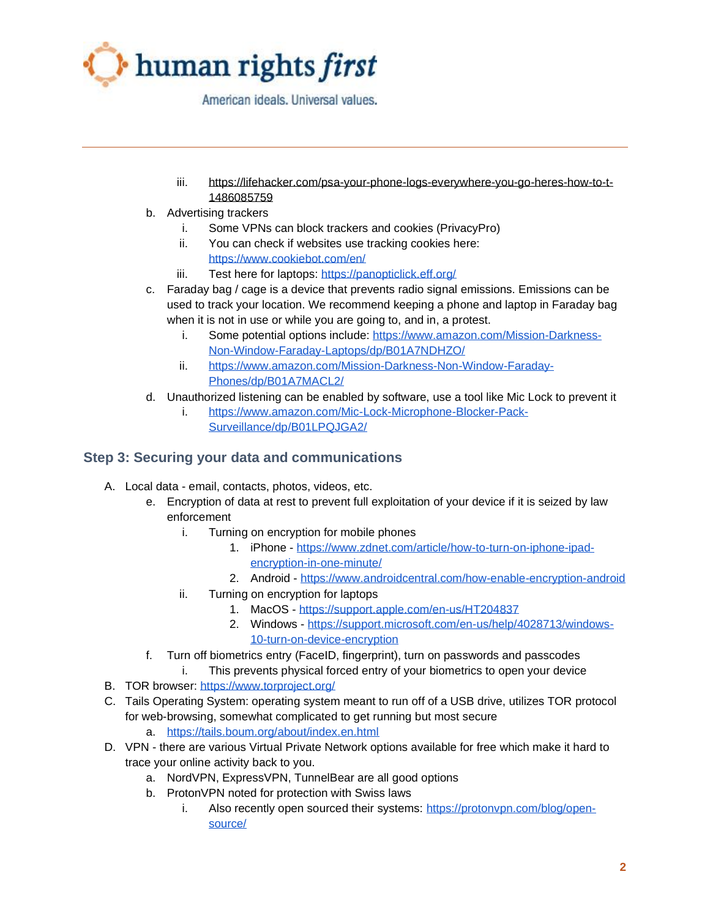iii. https://lifehacker.com/psa-your-phone-logs-everywhere-you-go-heres-how-to-t-1486085759

b. Advertising trackers
   i. Some VPNs can block trackers and cookies (PrivacyPro)
   ii. You can check if websites use tracking cookies here: https://www.cookiebot.com/en/
   iii. Test here for laptops: https://panopticlick.eff.org/

c. Faraday bag / cage is a device that prevents radio signal emissions. Emissions can be used to track your location. We recommend keeping a phone and laptop in Faraday bag when it is not in use or while you are going to, and in, a protest.
   i. Some potential options include: https://www.amazon.com/Mission-Darkness-Non-Window-Faraday-Laptops/dp/B01A7NDHZO/
   ii. https://www.amazon.com/Mission-Darkness-Non-Window-Faraday-Phones/dp/B01A7MACL2/

d. Unauthorized listening can be enabled by software, use a tool like Mic Lock to prevent it
   i. https://www.amazon.com/Mic-Lock-Microphone-Blocker-Pack-Surveillance/dp/B01LPQJGA2/

## Step 3: Securing your data and communications

A. Local data - email, contacts, photos, videos, etc.
   e. Encryption of data at rest to prevent full exploitation of your device if it is seized by law enforcement
      i. Turning on encryption for mobile phones
         1. iPhone - https://www.zdnet.com/article/how-to-turn-on-iphone-ipad-encryption-in-one-minute/
         2. Android - https://www.androidcentral.com/how-enable-encryption-android
      ii. Turning on encryption for laptops
         1. MacOS - https://support.apple.com/en-us/HT204837
         2. Windows - https://support.microsoft.com/en-us/help/4028713/windows-10-turn-on-device-encryption
   f. Turn off biometrics entry (FaceID, fingerprint), turn on passwords and passcodes
      i. This prevents physical forced entry of your biometrics to open your device

B. TOR browser: https://www.torproject.org/

C. Tails Operating System: operating system meant to run off of a USB drive, utilizes TOR protocol for web-browsing, somewhat complicated to get running but most secure
   a. https://tails.boum.org/about/index.en.html

D. VPN - there are various Virtual Private Network options available for free which make it hard to trace your online activity back to you.
   a. NordVPN, ExpressVPN, TunnelBear are all good options
   b. ProtonVPN noted for protection with Swiss laws
      i. Also recently open sourced their systems: https://protonvpn.com/blog/open-source/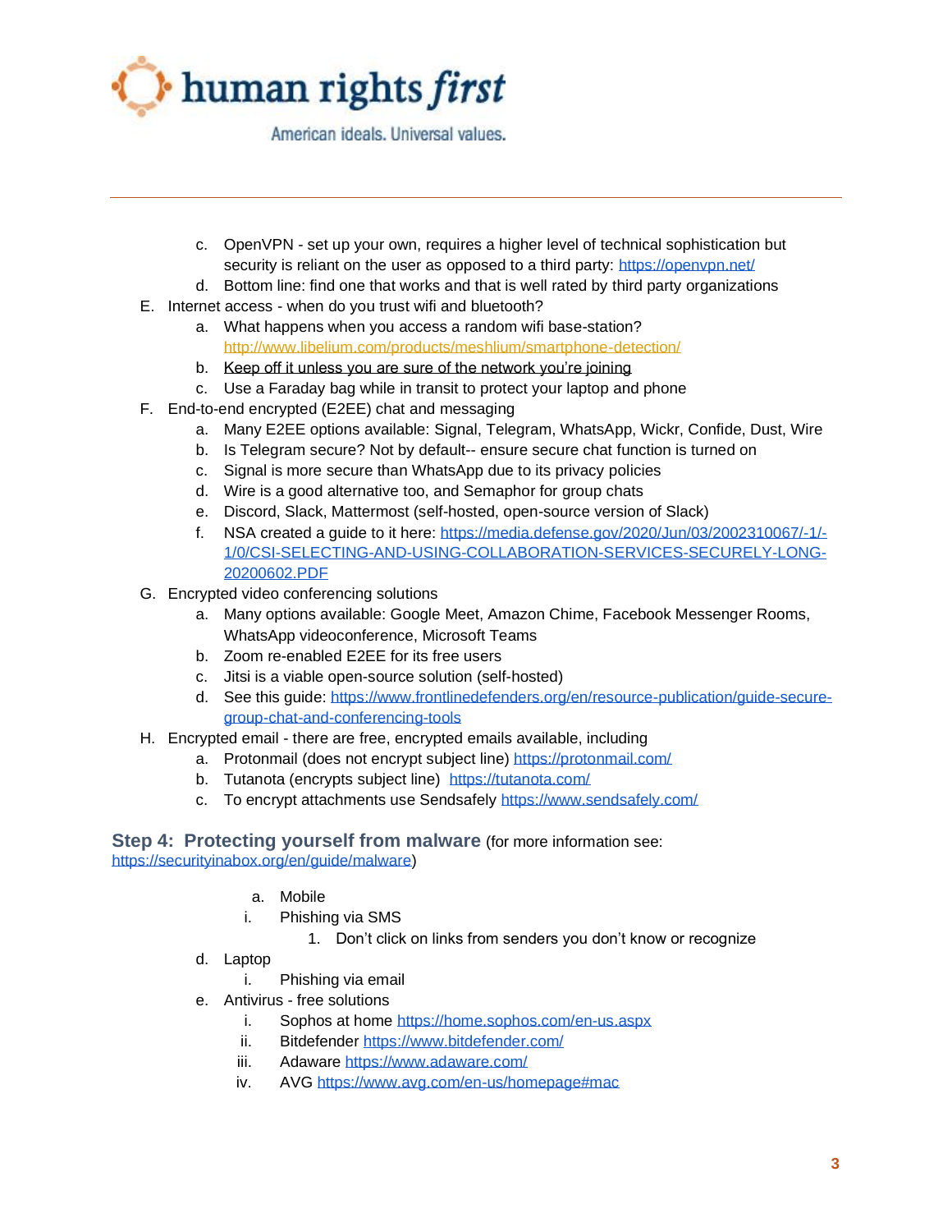c. OpenVPN - set up your own, requires a higher level of technical sophistication but security is reliant on the user as opposed to a third party: https://openvpn.net/
d. Bottom line: find one that works and that is well rated by third party organizations

E. Internet access - when do you trust wifi and bluetooth?
   a. What happens when you access a random wifi base-station? http://www.libelium.com/products/meshlium/smartphone-detection/
   b. Keep off it unless you are sure of the network you're joining
   c. Use a Faraday bag while in transit to protect your laptop and phone

F. End-to-end encrypted (E2EE) chat and messaging
   a. Many E2EE options available: Signal, Telegram, WhatsApp, Wickr, Confide, Dust, Wire
   b. Is Telegram secure? Not by default-- ensure secure chat function is turned on
   c. Signal is more secure than WhatsApp due to its privacy policies
   d. Wire is a good alternative too, and Semaphor for group chats
   e. Discord, Slack, Mattermost (self-hosted, open-source version of Slack)
   f. NSA created a guide to it here: https://media.defense.gov/2020/Jun/03/2002310067/-1/-1/0/CSI-SELECTING-AND-USING-COLLABORATION-SERVICES-SECURELY-LONG-20200602.PDF

G. Encrypted video conferencing solutions
   a. Many options available: Google Meet, Amazon Chime, Facebook Messenger Rooms, WhatsApp videoconference, Microsoft Teams
   b. Zoom re-enabled E2EE for its free users
   c. Jitsi is a viable open-source solution (self-hosted)
   d. See this guide: https://www.frontlinedefenders.org/en/resource-publication/guide-secure-group-chat-and-conferencing-tools

H. Encrypted email - there are free, encrypted emails available, including
   a. Protonmail (does not encrypt subject line) https://protonmail.com/
   b. Tutanota (encrypts subject line) https://tutanota.com/
   c. To encrypt attachments use Sendsafely https://www.sendsafely.com/

## Step 4: Protecting yourself from malware (for more information see: https://securityinabox.org/en/guide/malware)

a. Mobile
   i. Phishing via SMS
      1. Don't click on links from senders you don't know or recognize

d. Laptop
   i. Phishing via email

e. Antivirus - free solutions
   i. Sophos at home https://home.sophos.com/en-us.aspx
   ii. Bitdefender https://www.bitdefender.com/
   iii. Adaware https://www.adaware.com/
   iv. AVG https://www.avg.com/en-us/homepage#mac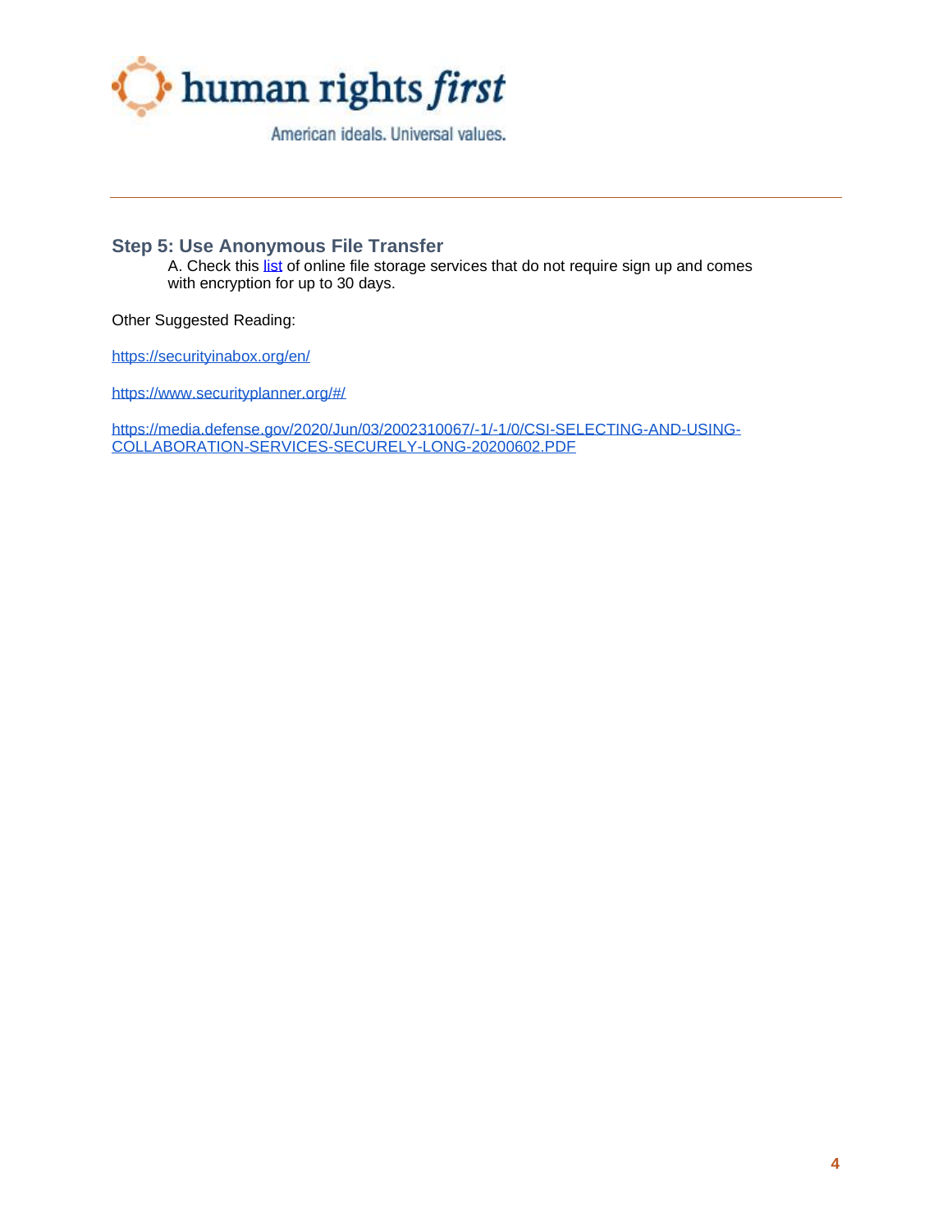### Step 5: Use Anonymous File Transfer

A. Check this list of online file storage services that do not require sign up and comes with encryption for up to 30 days.

Other Suggested Reading:

https://securityinabox.org/en/

https://www.securityplanner.org/#/

https://media.defense.gov/2020/Jun/03/2002310067/-1/-1/0/CSI-SELECTING-AND-USING-COLLABORATION-SERVICES-SECURELY-LONG-20200602.PDF